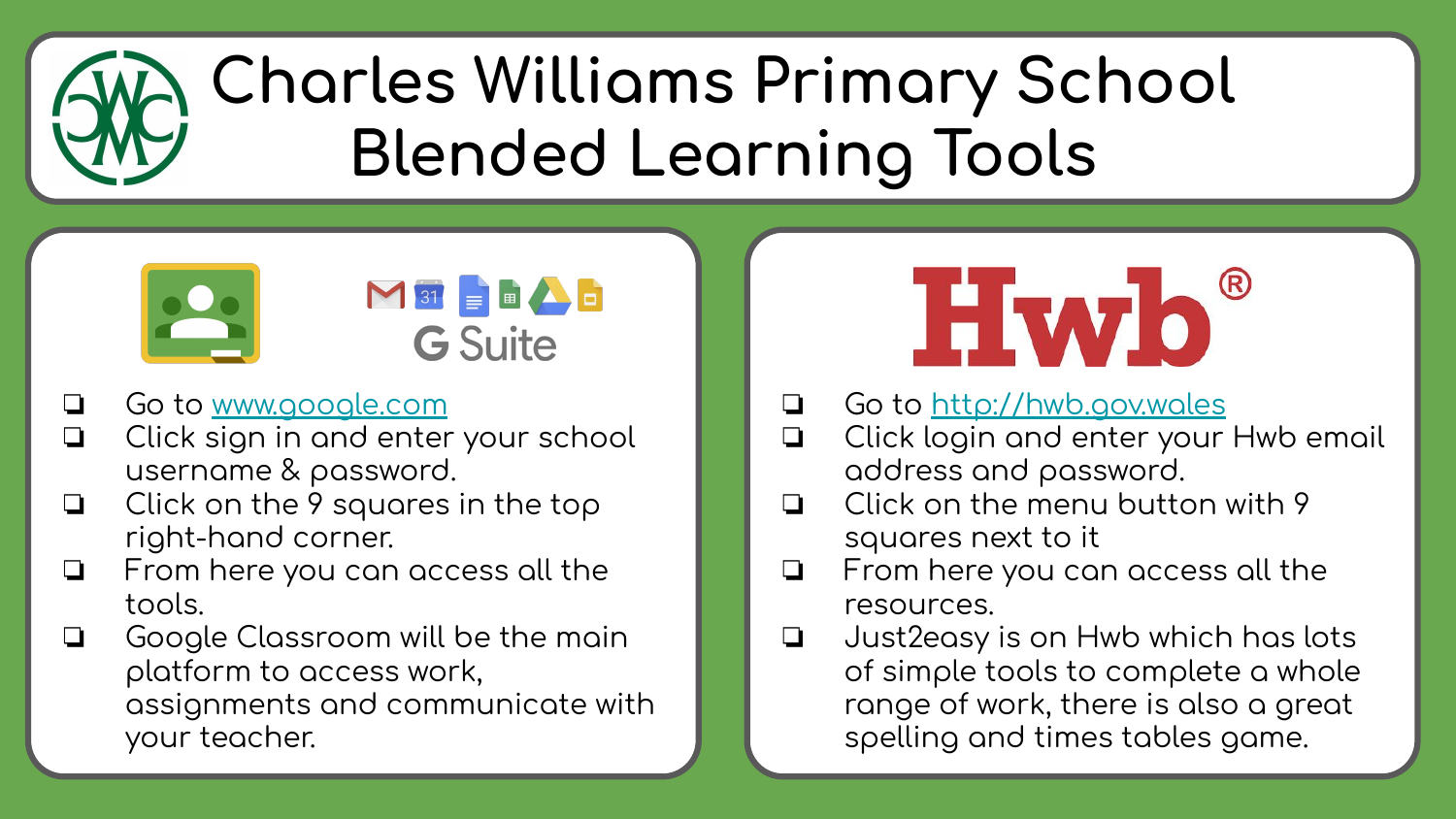# Charles Williams Primary School Blended Learning Tools

## G Suite

- Go to www.google.com
- Click sign in and enter your school username & password.
- Click on the 9 squares in the top right-hand corner.
- From here you can access all the tools.
- Google Classroom will be the main platform to access work, assignments and communicate with your teacher.

## Hwb®

- Go to http://hwb.gov.wales
- Click login and enter your Hwb email address and password.
- Click on the menu button with 9 squares next to it
- From here you can access all the resources.
- Just2easy is on Hwb which has lots of simple tools to complete a whole range of work, there is also a great spelling and times tables game.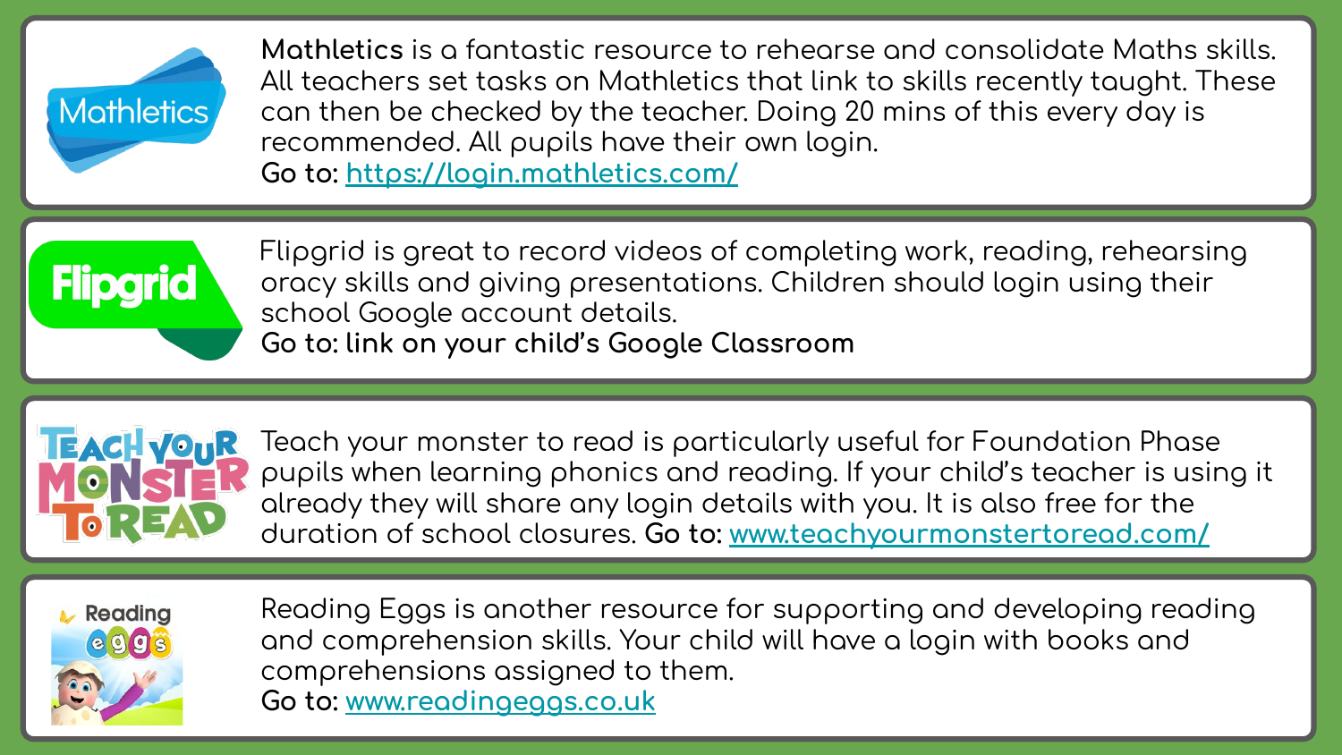**Mathletics** is a fantastic resource to rehearse and consolidate Maths skills. All teachers set tasks on Mathletics that link to skills recently taught. These can then be checked by the teacher. Doing 20 mins of this every day is recommended. All pupils have their own login.
**Go to:** https://login.mathletics.com/

Flipgrid is great to record videos of completing work, reading, rehearsing oracy skills and giving presentations. Children should login using their school Google account details.
**Go to: link on your child's Google Classroom**

Teach your monster to read is particularly useful for Foundation Phase pupils when learning phonics and reading. If your child's teacher is using it already they will share any login details with you. It is also free for the duration of school closures. **Go to:** www.teachyourmonstertoread.com/

Reading Eggs is another resource for supporting and developing reading and comprehension skills. Your child will have a login with books and comprehensions assigned to them.
**Go to:** www.readingeggs.co.uk